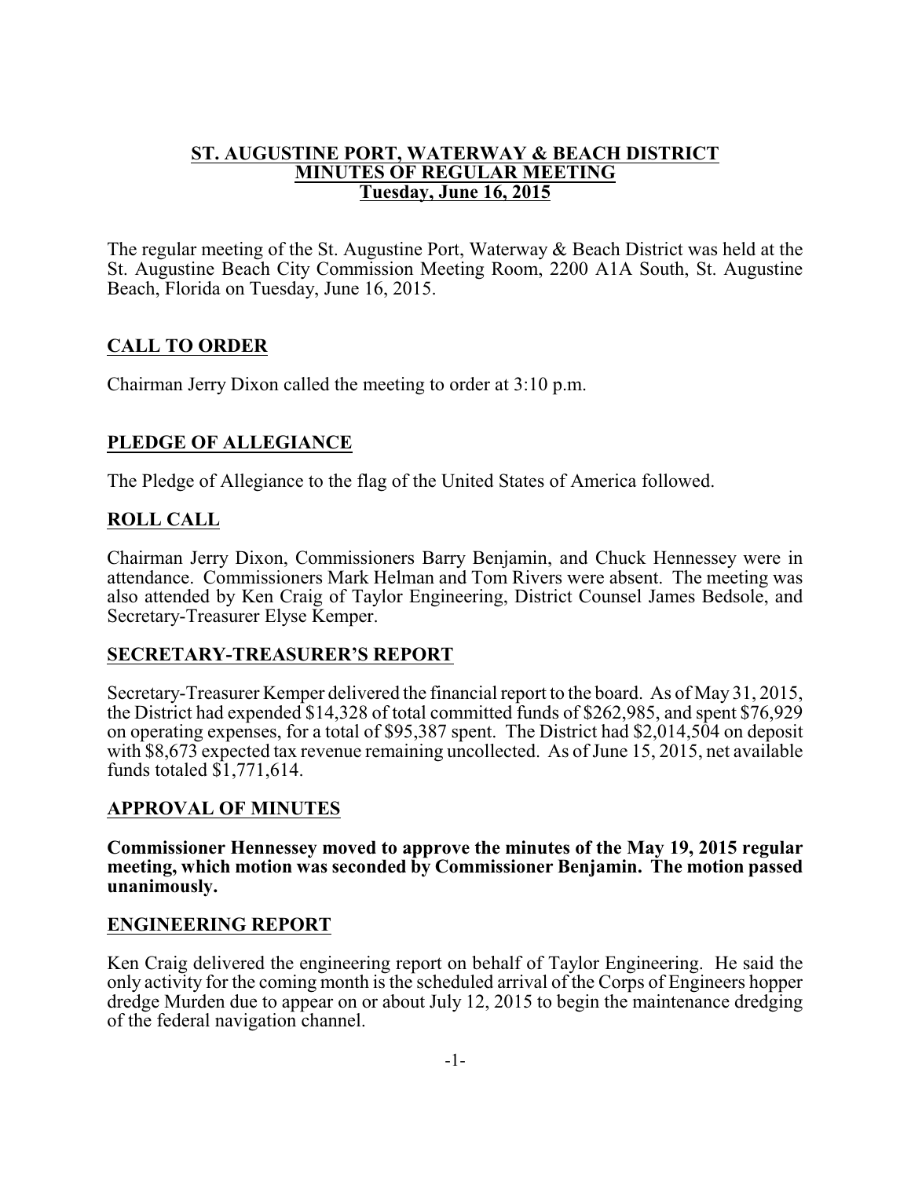**ST. AUGUSTINE PORT, WATERWAY & BEACH DISTRICT**
**MINUTES OF REGULAR MEETING**
**Tuesday, June 16, 2015**

The regular meeting of the St. Augustine Port, Waterway & Beach District was held at the St. Augustine Beach City Commission Meeting Room, 2200 A1A South, St. Augustine Beach, Florida on Tuesday, June 16, 2015.

## CALL TO ORDER

Chairman Jerry Dixon called the meeting to order at 3:10 p.m.

## PLEDGE OF ALLEGIANCE

The Pledge of Allegiance to the flag of the United States of America followed.

## ROLL CALL

Chairman Jerry Dixon, Commissioners Barry Benjamin, and Chuck Hennessey were in attendance. Commissioners Mark Helman and Tom Rivers were absent. The meeting was also attended by Ken Craig of Taylor Engineering, District Counsel James Bedsole, and Secretary-Treasurer Elyse Kemper.

## SECRETARY-TREASURER'S REPORT

Secretary-Treasurer Kemper delivered the financial report to the board. As of May 31, 2015, the District had expended $14,328 of total committed funds of $262,985, and spent $76,929 on operating expenses, for a total of $95,387 spent. The District had $2,014,504 on deposit with $8,673 expected tax revenue remaining uncollected. As of June 15, 2015, net available funds totaled $1,771,614.

## APPROVAL OF MINUTES

**Commissioner Hennessey moved to approve the minutes of the May 19, 2015 regular meeting, which motion was seconded by Commissioner Benjamin. The motion passed unanimously.**

## ENGINEERING REPORT

Ken Craig delivered the engineering report on behalf of Taylor Engineering. He said the only activity for the coming month is the scheduled arrival of the Corps of Engineers hopper dredge Murden due to appear on or about July 12, 2015 to begin the maintenance dredging of the federal navigation channel.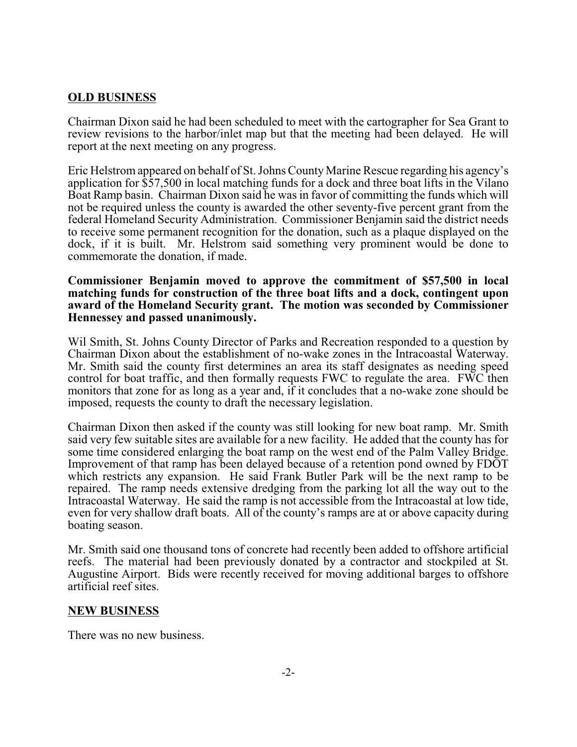## OLD BUSINESS

Chairman Dixon said he had been scheduled to meet with the cartographer for Sea Grant to review revisions to the harbor/inlet map but that the meeting had been delayed. He will report at the next meeting on any progress.

Eric Helstrom appeared on behalf of St. Johns County Marine Rescue regarding his agency's application for $57,500 in local matching funds for a dock and three boat lifts in the Vilano Boat Ramp basin. Chairman Dixon said he was in favor of committing the funds which will not be required unless the county is awarded the other seventy-five percent grant from the federal Homeland Security Administration. Commissioner Benjamin said the district needs to receive some permanent recognition for the donation, such as a plaque displayed on the dock, if it is built. Mr. Helstrom said something very prominent would be done to commemorate the donation, if made.

**Commissioner Benjamin moved to approve the commitment of $57,500 in local matching funds for construction of the three boat lifts and a dock, contingent upon award of the Homeland Security grant. The motion was seconded by Commissioner Hennessey and passed unanimously.**

Wil Smith, St. Johns County Director of Parks and Recreation responded to a question by Chairman Dixon about the establishment of no-wake zones in the Intracoastal Waterway. Mr. Smith said the county first determines an area its staff designates as needing speed control for boat traffic, and then formally requests FWC to regulate the area. FWC then monitors that zone for as long as a year and, if it concludes that a no-wake zone should be imposed, requests the county to draft the necessary legislation.

Chairman Dixon then asked if the county was still looking for new boat ramp. Mr. Smith said very few suitable sites are available for a new facility. He added that the county has for some time considered enlarging the boat ramp on the west end of the Palm Valley Bridge. Improvement of that ramp has been delayed because of a retention pond owned by FDOT which restricts any expansion. He said Frank Butler Park will be the next ramp to be repaired. The ramp needs extensive dredging from the parking lot all the way out to the Intracoastal Waterway. He said the ramp is not accessible from the Intracoastal at low tide, even for very shallow draft boats. All of the county's ramps are at or above capacity during boating season.

Mr. Smith said one thousand tons of concrete had recently been added to offshore artificial reefs. The material had been previously donated by a contractor and stockpiled at St. Augustine Airport. Bids were recently received for moving additional barges to offshore artificial reef sites.

## NEW BUSINESS

There was no new business.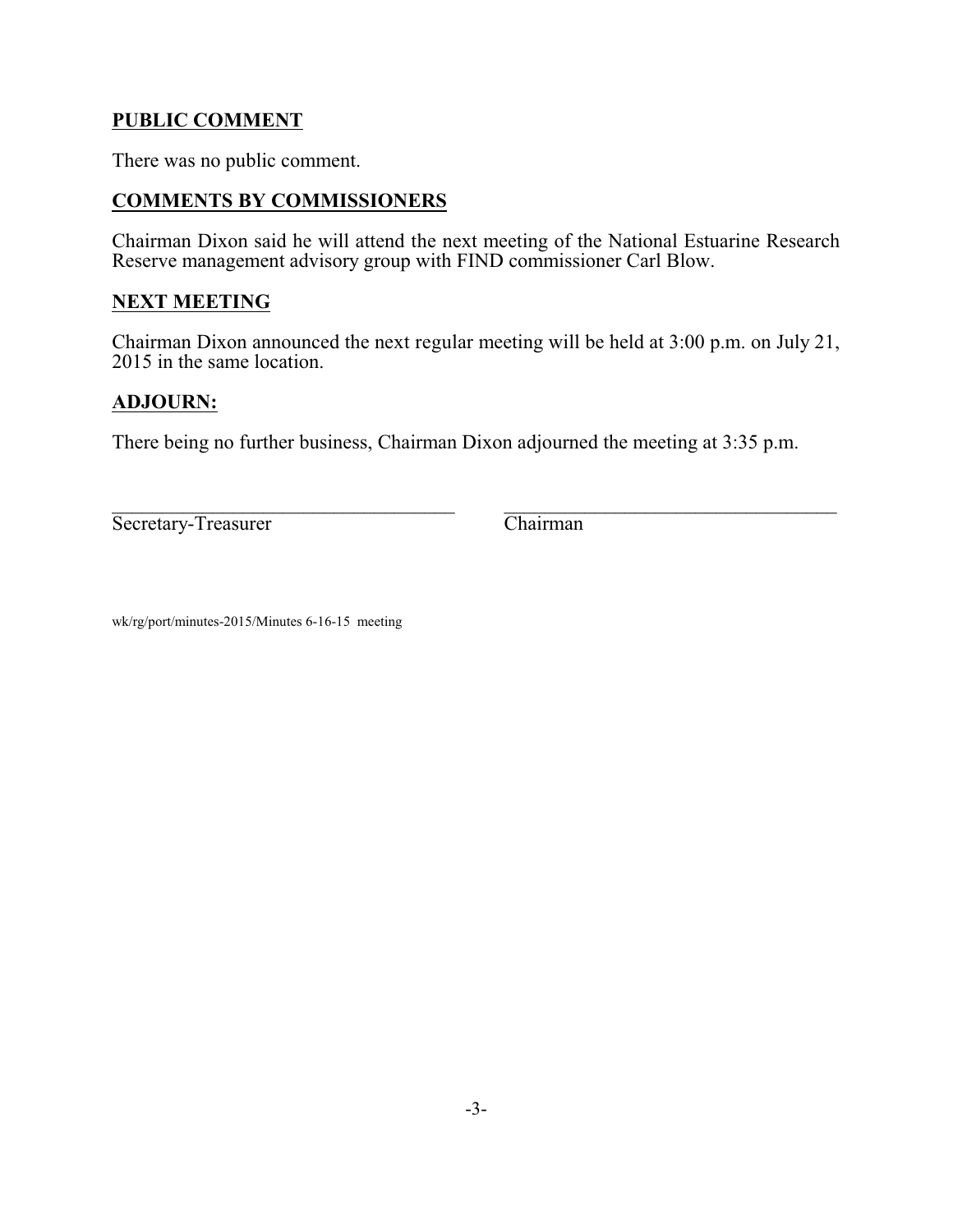## PUBLIC COMMENT

There was no public comment.

## COMMENTS BY COMMISSIONERS

Chairman Dixon said he will attend the next meeting of the National Estuarine Research Reserve management advisory group with FIND commissioner Carl Blow.

## NEXT MEETING

Chairman Dixon announced the next regular meeting will be held at 3:00 p.m. on July 21, 2015 in the same location.

## ADJOURN:

There being no further business, Chairman Dixon adjourned the meeting at 3:35 p.m.

\_\_\_\_\_\_\_\_\_\_\_\_\_\_\_\_\_\_\_\_\_\_\_\_\_\_\_\_\_\_\_\_\_\_\_
Secretary-Treasurer

\_\_\_\_\_\_\_\_\_\_\_\_\_\_\_\_\_\_\_\_\_\_\_\_\_\_\_\_\_\_\_\_\_\_\_
Chairman

wk/rg/port/minutes-2015/Minutes 6-16-15 meeting